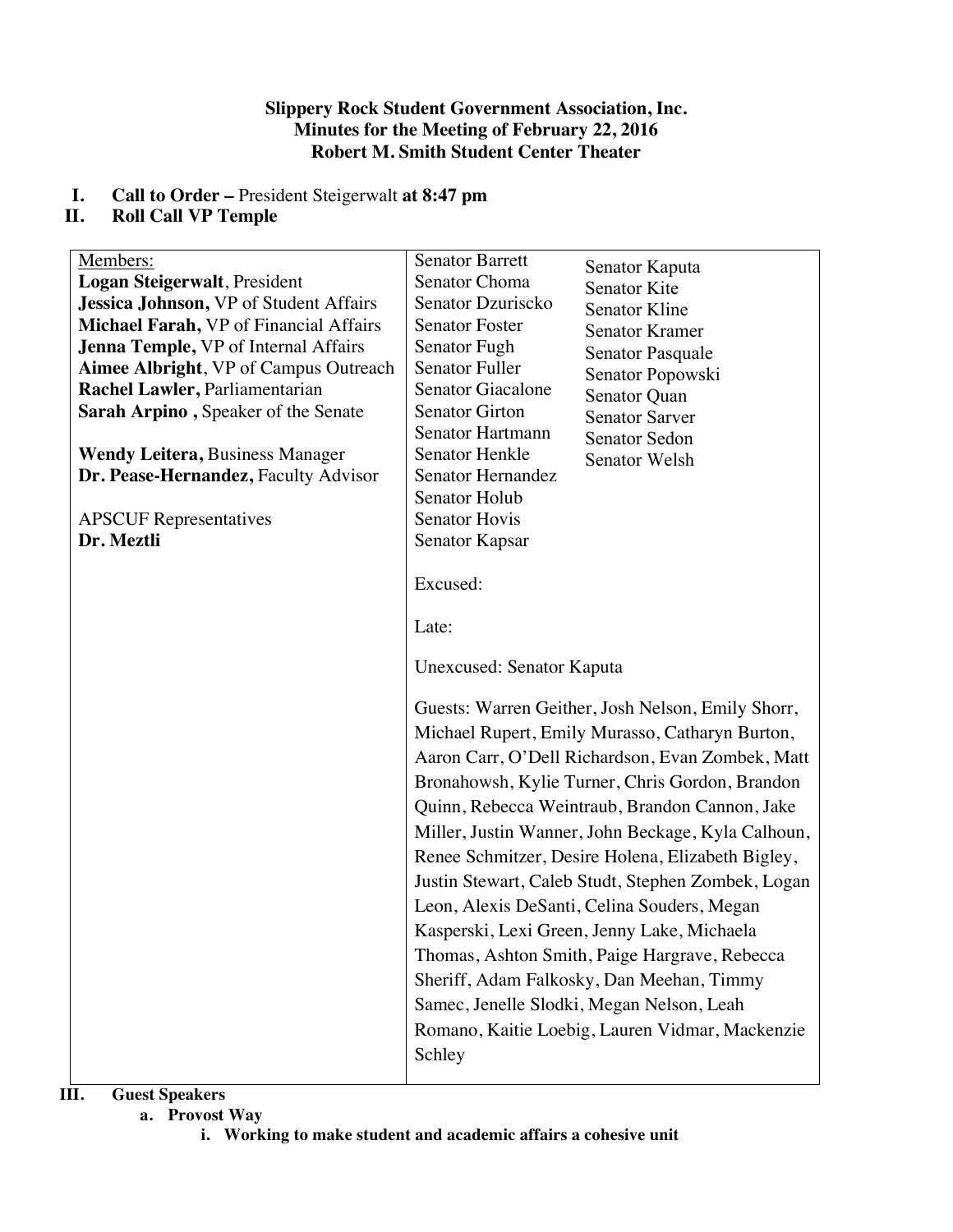**Slippery Rock Student Government Association, Inc.**
**Minutes for the Meeting of February 22, 2016**
**Robert M. Smith Student Center Theater**

**I. Call to Order –** President Steigerwalt **at 8:47 pm**

**II. Roll Call VP Temple**

| Members: | | |
|---|---|---|
| **Logan Steigerwalt**, President<br>**Jessica Johnson,** VP of Student Affairs<br>**Michael Farah,** VP of Financial Affairs<br>**Jenna Temple,** VP of Internal Affairs<br>**Aimee Albright**, VP of Campus Outreach<br>**Rachel Lawler,** Parliamentarian<br>**Sarah Arpino ,** Speaker of the Senate<br><br>**Wendy Leitera,** Business Manager<br>**Dr. Pease-Hernandez,** Faculty Advisor<br><br>APSCUF Representatives<br>**Dr. Meztli** | Senator Barrett<br>Senator Choma<br>Senator Dzuriscko<br>Senator Foster<br>Senator Fugh<br>Senator Fuller<br>Senator Giacalone<br>Senator Girton<br>Senator Hartmann<br>Senator Henkle<br>Senator Hernandez<br>Senator Holub<br>Senator Hovis<br>Senator Kapsar<br><br>Excused:<br><br>Late:<br><br>Unexcused: Senator Kaputa<br><br>Guests: Warren Geither, Josh Nelson, Emily Shorr, Michael Rupert, Emily Murasso, Catharyn Burton, Aaron Carr, O'Dell Richardson, Evan Zombek, Matt Bronahowsh, Kylie Turner, Chris Gordon, Brandon Quinn, Rebecca Weintraub, Brandon Cannon, Jake Miller, Justin Wanner, John Beckage, Kyla Calhoun, Renee Schmitzer, Desire Holena, Elizabeth Bigley, Justin Stewart, Caleb Studt, Stephen Zombek, Logan Leon, Alexis DeSanti, Celina Souders, Megan Kasperski, Lexi Green, Jenny Lake, Michaela Thomas, Ashton Smith, Paige Hargrave, Rebecca Sheriff, Adam Falkosky, Dan Meehan, Timmy Samec, Jenelle Slodki, Megan Nelson, Leah Romano, Kaitie Loebig, Lauren Vidmar, Mackenzie Schley | Senator Kaputa<br>Senator Kite<br>Senator Kline<br>Senator Kramer<br>Senator Pasquale<br>Senator Popowski<br>Senator Quan<br>Senator Sarver<br>Senator Sedon<br>Senator Welsh |

**III. Guest Speakers**

- **a. Provost Way**
  - **i. Working to make student and academic affairs a cohesive unit**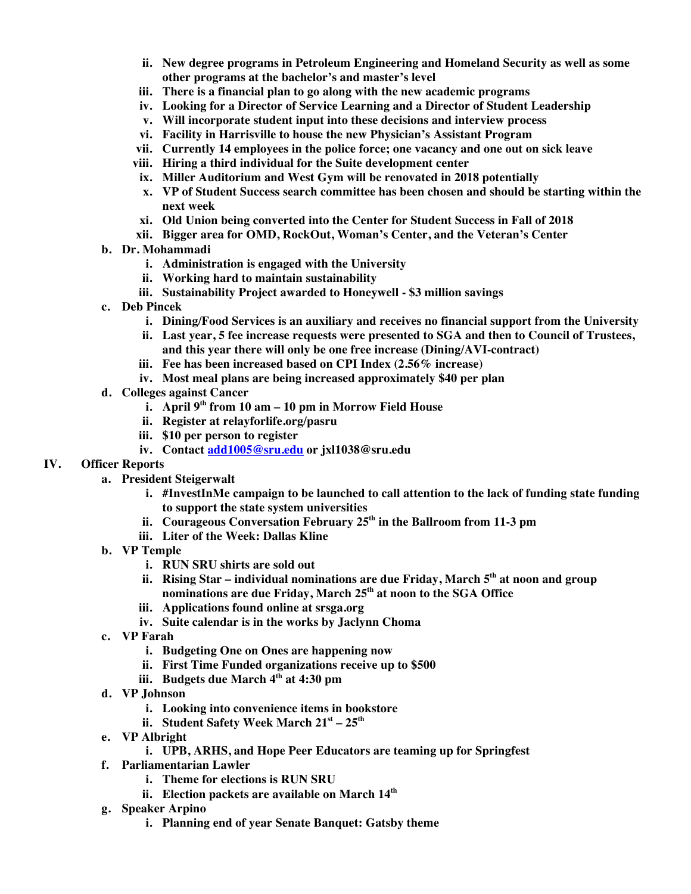- ii. **New degree programs in Petroleum Engineering and Homeland Security as well as some other programs at the bachelor's and master's level**
  - iii. **There is a financial plan to go along with the new academic programs**
  - iv. **Looking for a Director of Service Learning and a Director of Student Leadership**
  - v. **Will incorporate student input into these decisions and interview process**
  - vi. **Facility in Harrisville to house the new Physician's Assistant Program**
  - vii. **Currently 14 employees in the police force; one vacancy and one out on sick leave**
  - viii. **Hiring a third individual for the Suite development center**
  - ix. **Miller Auditorium and West Gym will be renovated in 2018 potentially**
  - x. **VP of Student Success search committee has been chosen and should be starting within the next week**
  - xi. **Old Union being converted into the Center for Student Success in Fall of 2018**
  - xii. **Bigger area for OMD, RockOut, Woman's Center, and the Veteran's Center**

- b. **Dr. Mohammadi**
  - i. **Administration is engaged with the University**
  - ii. **Working hard to maintain sustainability**
  - iii. **Sustainability Project awarded to Honeywell - $3 million savings**
- c. **Deb Pincek**
  - i. **Dining/Food Services is an auxiliary and receives no financial support from the University**
  - ii. **Last year, 5 fee increase requests were presented to SGA and then to Council of Trustees, and this year there will only be one free increase (Dining/AVI-contract)**
  - iii. **Fee has been increased based on CPI Index (2.56% increase)**
  - iv. **Most meal plans are being increased approximately $40 per plan**
- d. **Colleges against Cancer**
  - i. **April 9th from 10 am – 10 pm in Morrow Field House**
  - ii. **Register at relayforlife.org/pasru**
  - iii. **$10 per person to register**
  - iv. **Contact add1005@sru.edu or jxl1038@sru.edu**

## IV. Officer Reports

- a. **President Steigerwalt**
  - i. **#InvestInMe campaign to be launched to call attention to the lack of funding state funding to support the state system universities**
  - ii. **Courageous Conversation February 25th in the Ballroom from 11-3 pm**
  - iii. **Liter of the Week: Dallas Kline**
- b. **VP Temple**
  - i. **RUN SRU shirts are sold out**
  - ii. **Rising Star – individual nominations are due Friday, March 5th at noon and group nominations are due Friday, March 25th at noon to the SGA Office**
  - iii. **Applications found online at srsga.org**
  - iv. **Suite calendar is in the works by Jaclynn Choma**
- c. **VP Farah**
  - i. **Budgeting One on Ones are happening now**
  - ii. **First Time Funded organizations receive up to $500**
  - iii. **Budgets due March 4th at 4:30 pm**
- d. **VP Johnson**
  - i. **Looking into convenience items in bookstore**
  - ii. **Student Safety Week March 21st – 25th**
- e. **VP Albright**
  - i. **UPB, ARHS, and Hope Peer Educators are teaming up for Springfest**
- f. **Parliamentarian Lawler**
  - i. **Theme for elections is RUN SRU**
  - ii. **Election packets are available on March 14th**
- g. **Speaker Arpino**
  - i. **Planning end of year Senate Banquet: Gatsby theme**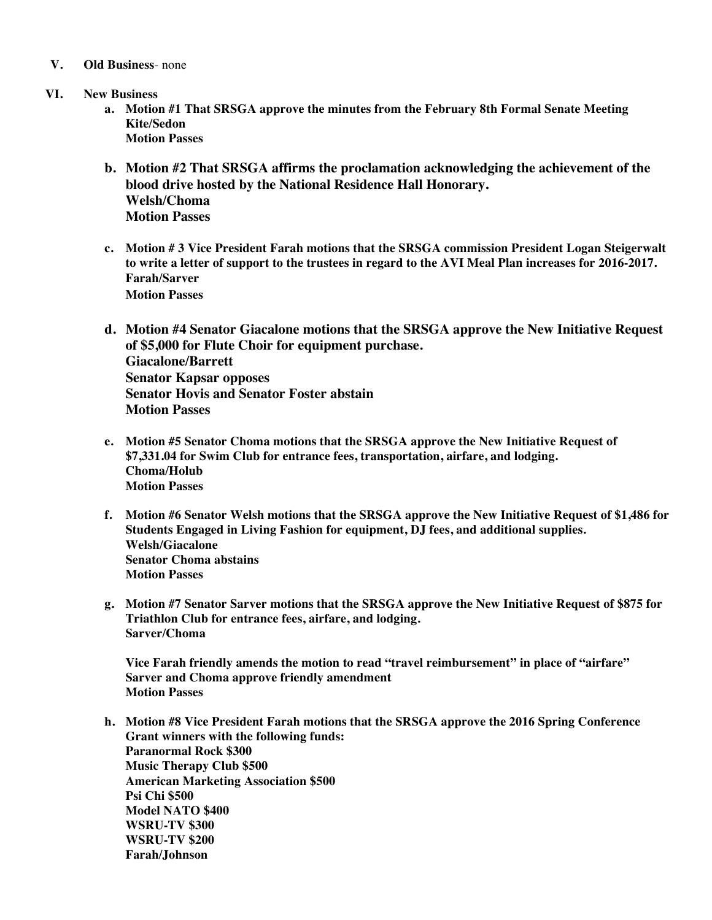**V. Old Business**- none

**VI. New Business**

a. **Motion #1 That SRSGA approve the minutes from the February 8th Formal Senate Meeting**
**Kite/Sedon**
**Motion Passes**

b. **Motion #2 That SRSGA affirms the proclamation acknowledging the achievement of the blood drive hosted by the National Residence Hall Honorary.**
**Welsh/Choma**
**Motion Passes**

c. **Motion # 3 Vice President Farah motions that the SRSGA commission President Logan Steigerwalt to write a letter of support to the trustees in regard to the AVI Meal Plan increases for 2016-2017.**
**Farah/Sarver**
**Motion Passes**

d. **Motion #4 Senator Giacalone motions that the SRSGA approve the New Initiative Request of $5,000 for Flute Choir for equipment purchase.**
**Giacalone/Barrett**
**Senator Kapsar opposes**
**Senator Hovis and Senator Foster abstain**
**Motion Passes**

e. **Motion #5 Senator Choma motions that the SRSGA approve the New Initiative Request of $7,331.04 for Swim Club for entrance fees, transportation, airfare, and lodging.**
**Choma/Holub**
**Motion Passes**

f. **Motion #6 Senator Welsh motions that the SRSGA approve the New Initiative Request of $1,486 for Students Engaged in Living Fashion for equipment, DJ fees, and additional supplies.**
**Welsh/Giacalone**
**Senator Choma abstains**
**Motion Passes**

g. **Motion #7 Senator Sarver motions that the SRSGA approve the New Initiative Request of $875 for Triathlon Club for entrance fees, airfare, and lodging.**
**Sarver/Choma**

**Vice Farah friendly amends the motion to read "travel reimbursement" in place of "airfare"**
**Sarver and Choma approve friendly amendment**
**Motion Passes**

h. **Motion #8 Vice President Farah motions that the SRSGA approve the 2016 Spring Conference Grant winners with the following funds:**
**Paranormal Rock $300**
**Music Therapy Club $500**
**American Marketing Association $500**
**Psi Chi $500**
**Model NATO $400**
**WSRU-TV $300**
**WSRU-TV $200**
**Farah/Johnson**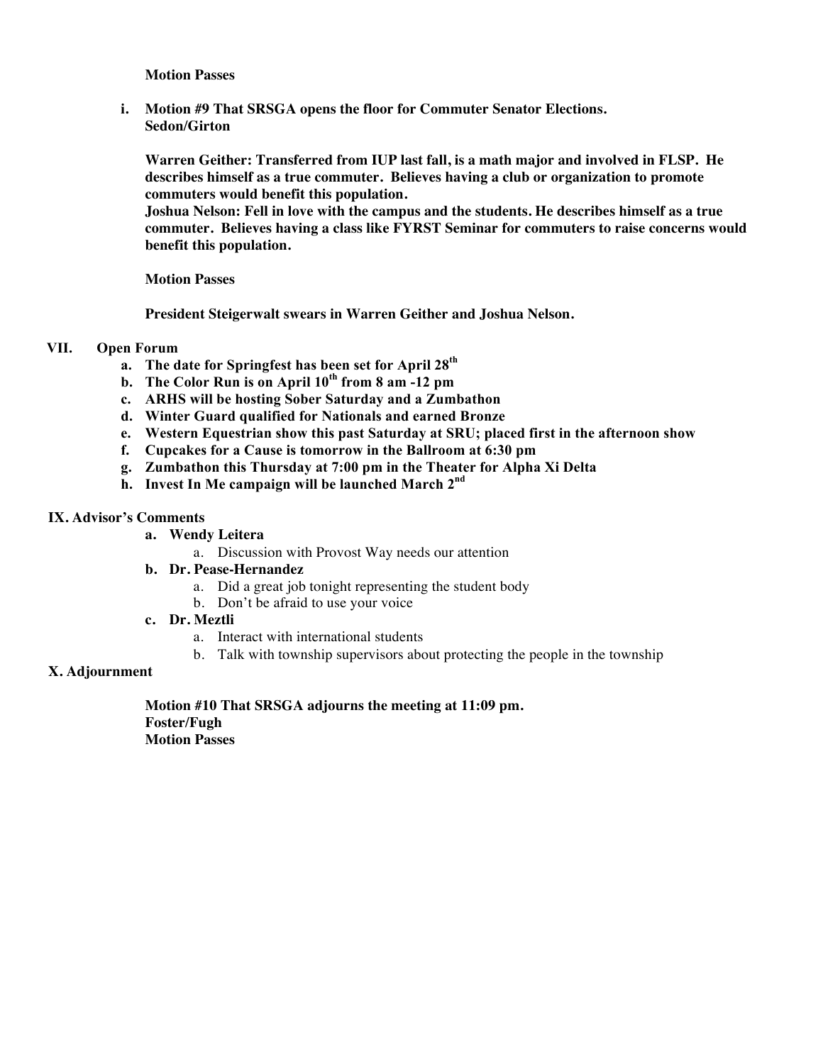**Motion Passes**

i. **Motion #9 That SRSGA opens the floor for Commuter Senator Elections.**
**Sedon/Girton**

**Warren Geither: Transferred from IUP last fall, is a math major and involved in FLSP. He describes himself as a true commuter. Believes having a club or organization to promote commuters would benefit this population.**
**Joshua Nelson: Fell in love with the campus and the students. He describes himself as a true commuter. Believes having a class like FYRST Seminar for commuters to raise concerns would benefit this population.**

**Motion Passes**

**President Steigerwalt swears in Warren Geither and Joshua Nelson.**

## VII. Open Forum

a. **The date for Springfest has been set for April 28th**
b. **The Color Run is on April 10th from 8 am -12 pm**
c. **ARHS will be hosting Sober Saturday and a Zumbathon**
d. **Winter Guard qualified for Nationals and earned Bronze**
e. **Western Equestrian show this past Saturday at SRU; placed first in the afternoon show**
f. **Cupcakes for a Cause is tomorrow in the Ballroom at 6:30 pm**
g. **Zumbathon this Thursday at 7:00 pm in the Theater for Alpha Xi Delta**
h. **Invest In Me campaign will be launched March 2nd**

## IX. Advisor's Comments

a. **Wendy Leitera**
   a. Discussion with Provost Way needs our attention
b. **Dr. Pease-Hernandez**
   a. Did a great job tonight representing the student body
   b. Don't be afraid to use your voice
c. **Dr. Meztli**
   a. Interact with international students
   b. Talk with township supervisors about protecting the people in the township

## X. Adjournment

**Motion #10 That SRSGA adjourns the meeting at 11:09 pm.**
**Foster/Fugh**
**Motion Passes**